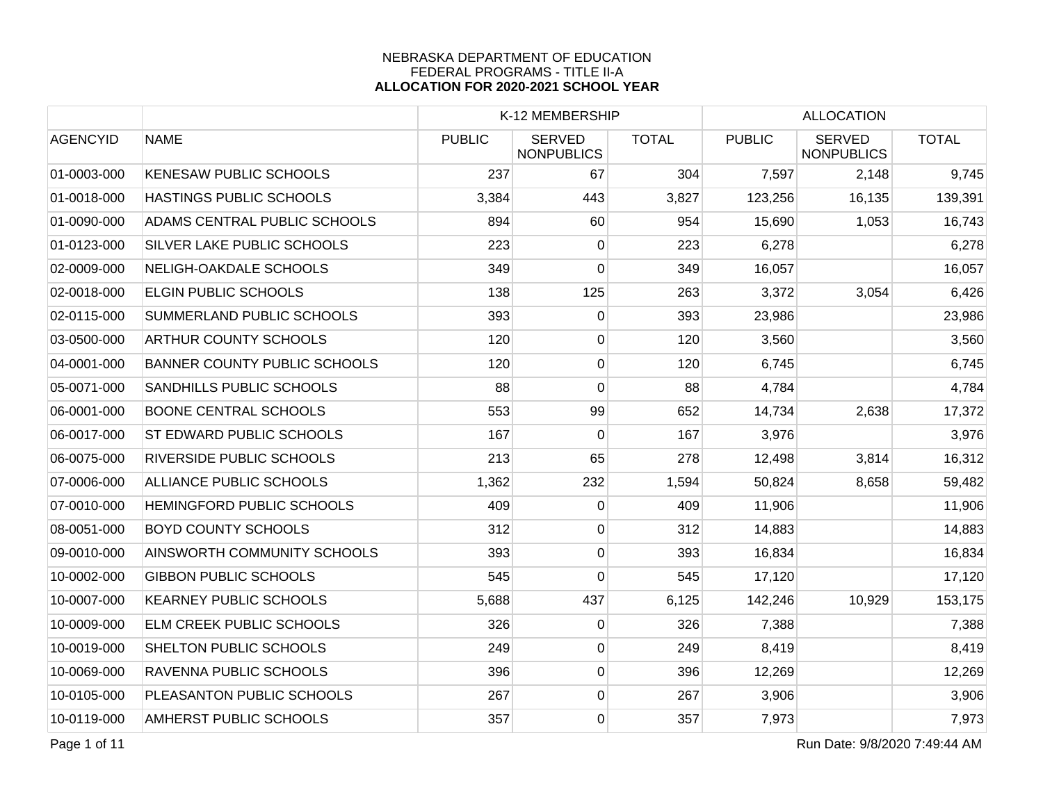NEBRASKA DEPARTMENT OF EDUCATION
FEDERAL PROGRAMS - TITLE II-A
**ALLOCATION FOR 2020-2021 SCHOOL YEAR**

| | | K-12 MEMBERSHIP | | | ALLOCATION | | |
|---|---|---|---|---|---|---|---|
| AGENCYID | NAME | PUBLIC | SERVED NONPUBLICS | TOTAL | PUBLIC | SERVED NONPUBLICS | TOTAL |
| 01-0003-000 | KENESAW PUBLIC SCHOOLS | 237 | 67 | 304 | 7,597 | 2,148 | 9,745 |
| 01-0018-000 | HASTINGS PUBLIC SCHOOLS | 3,384 | 443 | 3,827 | 123,256 | 16,135 | 139,391 |
| 01-0090-000 | ADAMS CENTRAL PUBLIC SCHOOLS | 894 | 60 | 954 | 15,690 | 1,053 | 16,743 |
| 01-0123-000 | SILVER LAKE PUBLIC SCHOOLS | 223 | 0 | 223 | 6,278 | | 6,278 |
| 02-0009-000 | NELIGH-OAKDALE SCHOOLS | 349 | 0 | 349 | 16,057 | | 16,057 |
| 02-0018-000 | ELGIN PUBLIC SCHOOLS | 138 | 125 | 263 | 3,372 | 3,054 | 6,426 |
| 02-0115-000 | SUMMERLAND PUBLIC SCHOOLS | 393 | 0 | 393 | 23,986 | | 23,986 |
| 03-0500-000 | ARTHUR COUNTY SCHOOLS | 120 | 0 | 120 | 3,560 | | 3,560 |
| 04-0001-000 | BANNER COUNTY PUBLIC SCHOOLS | 120 | 0 | 120 | 6,745 | | 6,745 |
| 05-0071-000 | SANDHILLS PUBLIC SCHOOLS | 88 | 0 | 88 | 4,784 | | 4,784 |
| 06-0001-000 | BOONE CENTRAL SCHOOLS | 553 | 99 | 652 | 14,734 | 2,638 | 17,372 |
| 06-0017-000 | ST EDWARD PUBLIC SCHOOLS | 167 | 0 | 167 | 3,976 | | 3,976 |
| 06-0075-000 | RIVERSIDE PUBLIC SCHOOLS | 213 | 65 | 278 | 12,498 | 3,814 | 16,312 |
| 07-0006-000 | ALLIANCE PUBLIC SCHOOLS | 1,362 | 232 | 1,594 | 50,824 | 8,658 | 59,482 |
| 07-0010-000 | HEMINGFORD PUBLIC SCHOOLS | 409 | 0 | 409 | 11,906 | | 11,906 |
| 08-0051-000 | BOYD COUNTY SCHOOLS | 312 | 0 | 312 | 14,883 | | 14,883 |
| 09-0010-000 | AINSWORTH COMMUNITY SCHOOLS | 393 | 0 | 393 | 16,834 | | 16,834 |
| 10-0002-000 | GIBBON PUBLIC SCHOOLS | 545 | 0 | 545 | 17,120 | | 17,120 |
| 10-0007-000 | KEARNEY PUBLIC SCHOOLS | 5,688 | 437 | 6,125 | 142,246 | 10,929 | 153,175 |
| 10-0009-000 | ELM CREEK PUBLIC SCHOOLS | 326 | 0 | 326 | 7,388 | | 7,388 |
| 10-0019-000 | SHELTON PUBLIC SCHOOLS | 249 | 0 | 249 | 8,419 | | 8,419 |
| 10-0069-000 | RAVENNA PUBLIC SCHOOLS | 396 | 0 | 396 | 12,269 | | 12,269 |
| 10-0105-000 | PLEASANTON PUBLIC SCHOOLS | 267 | 0 | 267 | 3,906 | | 3,906 |
| 10-0119-000 | AMHERST PUBLIC SCHOOLS | 357 | 0 | 357 | 7,973 | | 7,973 |

Run Date: 9/8/2020 7:49:44 AM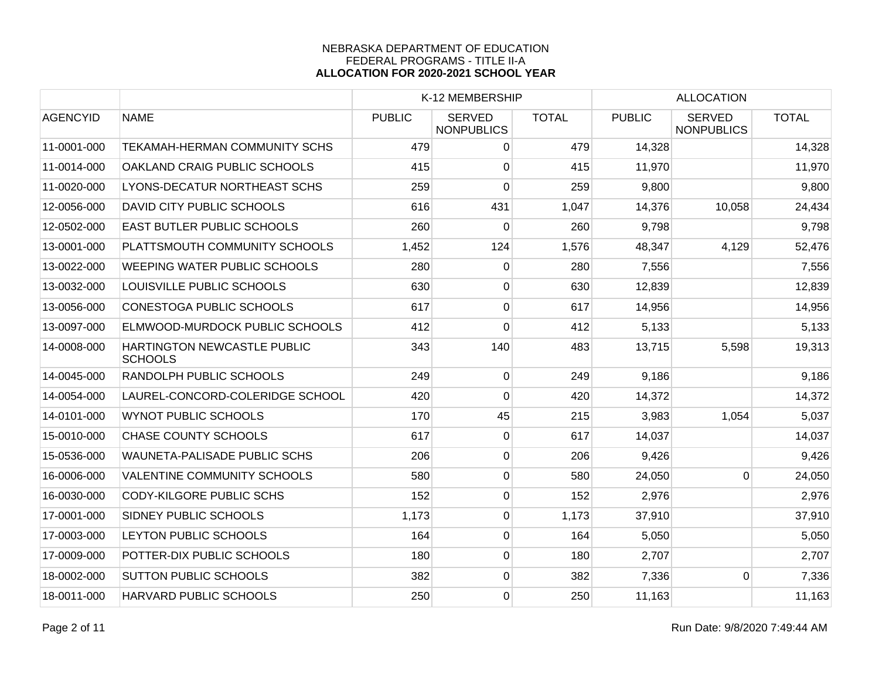NEBRASKA DEPARTMENT OF EDUCATION
FEDERAL PROGRAMS - TITLE II-A
**ALLOCATION FOR 2020-2021 SCHOOL YEAR**

| | | K-12 MEMBERSHIP | | | ALLOCATION | | |
|---|---|---|---|---|---|---|---|
| AGENCYID | NAME | PUBLIC | SERVED NONPUBLICS | TOTAL | PUBLIC | SERVED NONPUBLICS | TOTAL |
| 11-0001-000 | TEKAMAH-HERMAN COMMUNITY SCHS | 479 | 0 | 479 | 14,328 | | 14,328 |
| 11-0014-000 | OAKLAND CRAIG PUBLIC SCHOOLS | 415 | 0 | 415 | 11,970 | | 11,970 |
| 11-0020-000 | LYONS-DECATUR NORTHEAST SCHS | 259 | 0 | 259 | 9,800 | | 9,800 |
| 12-0056-000 | DAVID CITY PUBLIC SCHOOLS | 616 | 431 | 1,047 | 14,376 | 10,058 | 24,434 |
| 12-0502-000 | EAST BUTLER PUBLIC SCHOOLS | 260 | 0 | 260 | 9,798 | | 9,798 |
| 13-0001-000 | PLATTSMOUTH COMMUNITY SCHOOLS | 1,452 | 124 | 1,576 | 48,347 | 4,129 | 52,476 |
| 13-0022-000 | WEEPING WATER PUBLIC SCHOOLS | 280 | 0 | 280 | 7,556 | | 7,556 |
| 13-0032-000 | LOUISVILLE PUBLIC SCHOOLS | 630 | 0 | 630 | 12,839 | | 12,839 |
| 13-0056-000 | CONESTOGA PUBLIC SCHOOLS | 617 | 0 | 617 | 14,956 | | 14,956 |
| 13-0097-000 | ELMWOOD-MURDOCK PUBLIC SCHOOLS | 412 | 0 | 412 | 5,133 | | 5,133 |
| 14-0008-000 | HARTINGTON NEWCASTLE PUBLIC SCHOOLS | 343 | 140 | 483 | 13,715 | 5,598 | 19,313 |
| 14-0045-000 | RANDOLPH PUBLIC SCHOOLS | 249 | 0 | 249 | 9,186 | | 9,186 |
| 14-0054-000 | LAUREL-CONCORD-COLERIDGE SCHOOL | 420 | 0 | 420 | 14,372 | | 14,372 |
| 14-0101-000 | WYNOT PUBLIC SCHOOLS | 170 | 45 | 215 | 3,983 | 1,054 | 5,037 |
| 15-0010-000 | CHASE COUNTY SCHOOLS | 617 | 0 | 617 | 14,037 | | 14,037 |
| 15-0536-000 | WAUNETA-PALISADE PUBLIC SCHS | 206 | 0 | 206 | 9,426 | | 9,426 |
| 16-0006-000 | VALENTINE COMMUNITY SCHOOLS | 580 | 0 | 580 | 24,050 | 0 | 24,050 |
| 16-0030-000 | CODY-KILGORE PUBLIC SCHS | 152 | 0 | 152 | 2,976 | | 2,976 |
| 17-0001-000 | SIDNEY PUBLIC SCHOOLS | 1,173 | 0 | 1,173 | 37,910 | | 37,910 |
| 17-0003-000 | LEYTON PUBLIC SCHOOLS | 164 | 0 | 164 | 5,050 | | 5,050 |
| 17-0009-000 | POTTER-DIX PUBLIC SCHOOLS | 180 | 0 | 180 | 2,707 | | 2,707 |
| 18-0002-000 | SUTTON PUBLIC SCHOOLS | 382 | 0 | 382 | 7,336 | 0 | 7,336 |
| 18-0011-000 | HARVARD PUBLIC SCHOOLS | 250 | 0 | 250 | 11,163 | | 11,163 |

Run Date: 9/8/2020 7:49:44 AM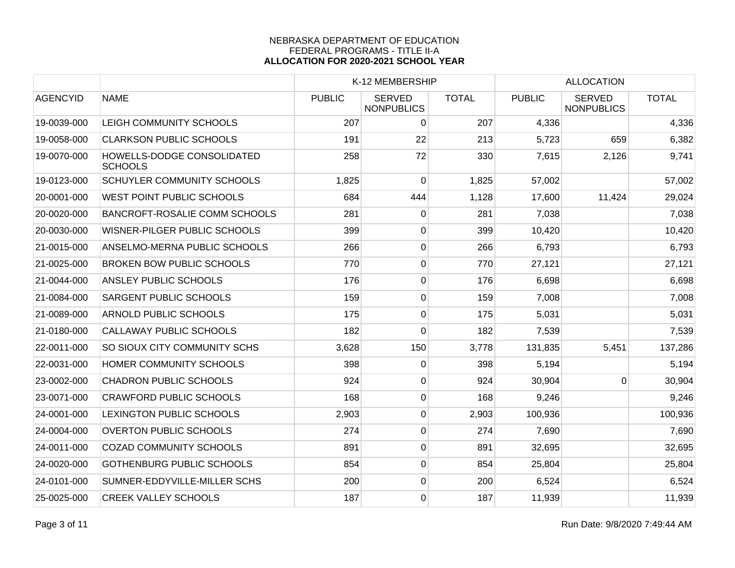NEBRASKA DEPARTMENT OF EDUCATION
FEDERAL PROGRAMS - TITLE II-A
**ALLOCATION FOR 2020-2021 SCHOOL YEAR**

| | | K-12 MEMBERSHIP | | | ALLOCATION | | |
|---|---|---|---|---|---|---|---|
| AGENCYID | NAME | PUBLIC | SERVED NONPUBLICS | TOTAL | PUBLIC | SERVED NONPUBLICS | TOTAL |
| 19-0039-000 | LEIGH COMMUNITY SCHOOLS | 207 | 0 | 207 | 4,336 | | 4,336 |
| 19-0058-000 | CLARKSON PUBLIC SCHOOLS | 191 | 22 | 213 | 5,723 | 659 | 6,382 |
| 19-0070-000 | HOWELLS-DODGE CONSOLIDATED SCHOOLS | 258 | 72 | 330 | 7,615 | 2,126 | 9,741 |
| 19-0123-000 | SCHUYLER COMMUNITY SCHOOLS | 1,825 | 0 | 1,825 | 57,002 | | 57,002 |
| 20-0001-000 | WEST POINT PUBLIC SCHOOLS | 684 | 444 | 1,128 | 17,600 | 11,424 | 29,024 |
| 20-0020-000 | BANCROFT-ROSALIE COMM SCHOOLS | 281 | 0 | 281 | 7,038 | | 7,038 |
| 20-0030-000 | WISNER-PILGER PUBLIC SCHOOLS | 399 | 0 | 399 | 10,420 | | 10,420 |
| 21-0015-000 | ANSELMO-MERNA PUBLIC SCHOOLS | 266 | 0 | 266 | 6,793 | | 6,793 |
| 21-0025-000 | BROKEN BOW PUBLIC SCHOOLS | 770 | 0 | 770 | 27,121 | | 27,121 |
| 21-0044-000 | ANSLEY PUBLIC SCHOOLS | 176 | 0 | 176 | 6,698 | | 6,698 |
| 21-0084-000 | SARGENT PUBLIC SCHOOLS | 159 | 0 | 159 | 7,008 | | 7,008 |
| 21-0089-000 | ARNOLD PUBLIC SCHOOLS | 175 | 0 | 175 | 5,031 | | 5,031 |
| 21-0180-000 | CALLAWAY PUBLIC SCHOOLS | 182 | 0 | 182 | 7,539 | | 7,539 |
| 22-0011-000 | SO SIOUX CITY COMMUNITY SCHS | 3,628 | 150 | 3,778 | 131,835 | 5,451 | 137,286 |
| 22-0031-000 | HOMER COMMUNITY SCHOOLS | 398 | 0 | 398 | 5,194 | | 5,194 |
| 23-0002-000 | CHADRON PUBLIC SCHOOLS | 924 | 0 | 924 | 30,904 | 0 | 30,904 |
| 23-0071-000 | CRAWFORD PUBLIC SCHOOLS | 168 | 0 | 168 | 9,246 | | 9,246 |
| 24-0001-000 | LEXINGTON PUBLIC SCHOOLS | 2,903 | 0 | 2,903 | 100,936 | | 100,936 |
| 24-0004-000 | OVERTON PUBLIC SCHOOLS | 274 | 0 | 274 | 7,690 | | 7,690 |
| 24-0011-000 | COZAD COMMUNITY SCHOOLS | 891 | 0 | 891 | 32,695 | | 32,695 |
| 24-0020-000 | GOTHENBURG PUBLIC SCHOOLS | 854 | 0 | 854 | 25,804 | | 25,804 |
| 24-0101-000 | SUMNER-EDDYVILLE-MILLER SCHS | 200 | 0 | 200 | 6,524 | | 6,524 |
| 25-0025-000 | CREEK VALLEY SCHOOLS | 187 | 0 | 187 | 11,939 | | 11,939 |

Run Date: 9/8/2020 7:49:44 AM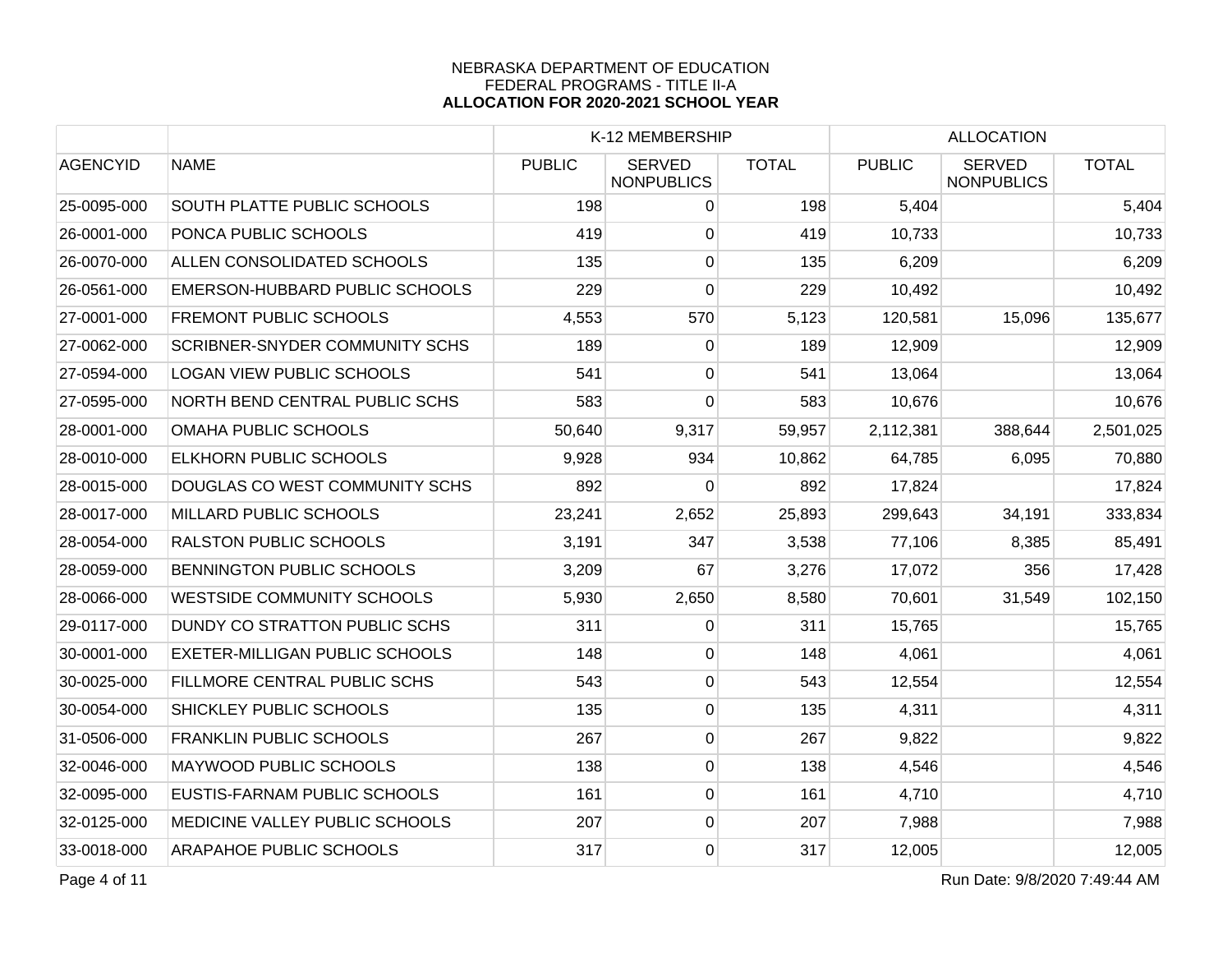NEBRASKA DEPARTMENT OF EDUCATION
FEDERAL PROGRAMS - TITLE II-A
**ALLOCATION FOR 2020-2021 SCHOOL YEAR**

| | | K-12 MEMBERSHIP | | | ALLOCATION | | |
|---|---|---|---|---|---|---|---|
| AGENCYID | NAME | PUBLIC | SERVED NONPUBLICS | TOTAL | PUBLIC | SERVED NONPUBLICS | TOTAL |
| 25-0095-000 | SOUTH PLATTE PUBLIC SCHOOLS | 198 | 0 | 198 | 5,404 | | 5,404 |
| 26-0001-000 | PONCA PUBLIC SCHOOLS | 419 | 0 | 419 | 10,733 | | 10,733 |
| 26-0070-000 | ALLEN CONSOLIDATED SCHOOLS | 135 | 0 | 135 | 6,209 | | 6,209 |
| 26-0561-000 | EMERSON-HUBBARD PUBLIC SCHOOLS | 229 | 0 | 229 | 10,492 | | 10,492 |
| 27-0001-000 | FREMONT PUBLIC SCHOOLS | 4,553 | 570 | 5,123 | 120,581 | 15,096 | 135,677 |
| 27-0062-000 | SCRIBNER-SNYDER COMMUNITY SCHS | 189 | 0 | 189 | 12,909 | | 12,909 |
| 27-0594-000 | LOGAN VIEW PUBLIC SCHOOLS | 541 | 0 | 541 | 13,064 | | 13,064 |
| 27-0595-000 | NORTH BEND CENTRAL PUBLIC SCHS | 583 | 0 | 583 | 10,676 | | 10,676 |
| 28-0001-000 | OMAHA PUBLIC SCHOOLS | 50,640 | 9,317 | 59,957 | 2,112,381 | 388,644 | 2,501,025 |
| 28-0010-000 | ELKHORN PUBLIC SCHOOLS | 9,928 | 934 | 10,862 | 64,785 | 6,095 | 70,880 |
| 28-0015-000 | DOUGLAS CO WEST COMMUNITY SCHS | 892 | 0 | 892 | 17,824 | | 17,824 |
| 28-0017-000 | MILLARD PUBLIC SCHOOLS | 23,241 | 2,652 | 25,893 | 299,643 | 34,191 | 333,834 |
| 28-0054-000 | RALSTON PUBLIC SCHOOLS | 3,191 | 347 | 3,538 | 77,106 | 8,385 | 85,491 |
| 28-0059-000 | BENNINGTON PUBLIC SCHOOLS | 3,209 | 67 | 3,276 | 17,072 | 356 | 17,428 |
| 28-0066-000 | WESTSIDE COMMUNITY SCHOOLS | 5,930 | 2,650 | 8,580 | 70,601 | 31,549 | 102,150 |
| 29-0117-000 | DUNDY CO STRATTON PUBLIC SCHS | 311 | 0 | 311 | 15,765 | | 15,765 |
| 30-0001-000 | EXETER-MILLIGAN PUBLIC SCHOOLS | 148 | 0 | 148 | 4,061 | | 4,061 |
| 30-0025-000 | FILLMORE CENTRAL PUBLIC SCHS | 543 | 0 | 543 | 12,554 | | 12,554 |
| 30-0054-000 | SHICKLEY PUBLIC SCHOOLS | 135 | 0 | 135 | 4,311 | | 4,311 |
| 31-0506-000 | FRANKLIN PUBLIC SCHOOLS | 267 | 0 | 267 | 9,822 | | 9,822 |
| 32-0046-000 | MAYWOOD PUBLIC SCHOOLS | 138 | 0 | 138 | 4,546 | | 4,546 |
| 32-0095-000 | EUSTIS-FARNAM PUBLIC SCHOOLS | 161 | 0 | 161 | 4,710 | | 4,710 |
| 32-0125-000 | MEDICINE VALLEY PUBLIC SCHOOLS | 207 | 0 | 207 | 7,988 | | 7,988 |
| 33-0018-000 | ARAPAHOE PUBLIC SCHOOLS | 317 | 0 | 317 | 12,005 | | 12,005 |

Run Date: 9/8/2020 7:49:44 AM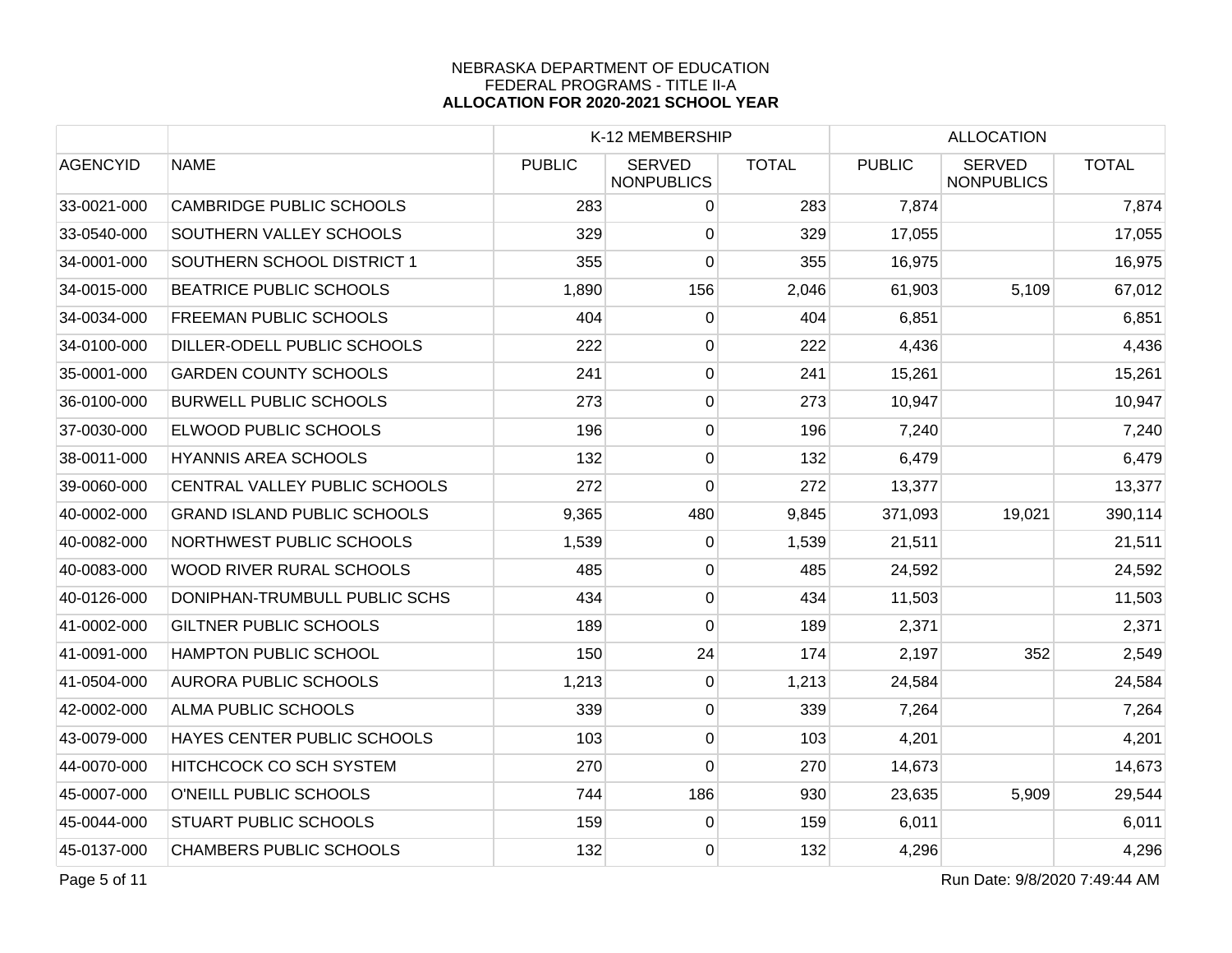NEBRASKA DEPARTMENT OF EDUCATION
FEDERAL PROGRAMS - TITLE II-A
**ALLOCATION FOR 2020-2021 SCHOOL YEAR**

| | | K-12 MEMBERSHIP | | | ALLOCATION | | |
|---|---|---|---|---|---|---|---|
| AGENCYID | NAME | PUBLIC | SERVED NONPUBLICS | TOTAL | PUBLIC | SERVED NONPUBLICS | TOTAL |
| 33-0021-000 | CAMBRIDGE PUBLIC SCHOOLS | 283 | 0 | 283 | 7,874 | | 7,874 |
| 33-0540-000 | SOUTHERN VALLEY SCHOOLS | 329 | 0 | 329 | 17,055 | | 17,055 |
| 34-0001-000 | SOUTHERN SCHOOL DISTRICT 1 | 355 | 0 | 355 | 16,975 | | 16,975 |
| 34-0015-000 | BEATRICE PUBLIC SCHOOLS | 1,890 | 156 | 2,046 | 61,903 | 5,109 | 67,012 |
| 34-0034-000 | FREEMAN PUBLIC SCHOOLS | 404 | 0 | 404 | 6,851 | | 6,851 |
| 34-0100-000 | DILLER-ODELL PUBLIC SCHOOLS | 222 | 0 | 222 | 4,436 | | 4,436 |
| 35-0001-000 | GARDEN COUNTY SCHOOLS | 241 | 0 | 241 | 15,261 | | 15,261 |
| 36-0100-000 | BURWELL PUBLIC SCHOOLS | 273 | 0 | 273 | 10,947 | | 10,947 |
| 37-0030-000 | ELWOOD PUBLIC SCHOOLS | 196 | 0 | 196 | 7,240 | | 7,240 |
| 38-0011-000 | HYANNIS AREA SCHOOLS | 132 | 0 | 132 | 6,479 | | 6,479 |
| 39-0060-000 | CENTRAL VALLEY PUBLIC SCHOOLS | 272 | 0 | 272 | 13,377 | | 13,377 |
| 40-0002-000 | GRAND ISLAND PUBLIC SCHOOLS | 9,365 | 480 | 9,845 | 371,093 | 19,021 | 390,114 |
| 40-0082-000 | NORTHWEST PUBLIC SCHOOLS | 1,539 | 0 | 1,539 | 21,511 | | 21,511 |
| 40-0083-000 | WOOD RIVER RURAL SCHOOLS | 485 | 0 | 485 | 24,592 | | 24,592 |
| 40-0126-000 | DONIPHAN-TRUMBULL PUBLIC SCHS | 434 | 0 | 434 | 11,503 | | 11,503 |
| 41-0002-000 | GILTNER PUBLIC SCHOOLS | 189 | 0 | 189 | 2,371 | | 2,371 |
| 41-0091-000 | HAMPTON PUBLIC SCHOOL | 150 | 24 | 174 | 2,197 | 352 | 2,549 |
| 41-0504-000 | AURORA PUBLIC SCHOOLS | 1,213 | 0 | 1,213 | 24,584 | | 24,584 |
| 42-0002-000 | ALMA PUBLIC SCHOOLS | 339 | 0 | 339 | 7,264 | | 7,264 |
| 43-0079-000 | HAYES CENTER PUBLIC SCHOOLS | 103 | 0 | 103 | 4,201 | | 4,201 |
| 44-0070-000 | HITCHCOCK CO SCH SYSTEM | 270 | 0 | 270 | 14,673 | | 14,673 |
| 45-0007-000 | O'NEILL PUBLIC SCHOOLS | 744 | 186 | 930 | 23,635 | 5,909 | 29,544 |
| 45-0044-000 | STUART PUBLIC SCHOOLS | 159 | 0 | 159 | 6,011 | | 6,011 |
| 45-0137-000 | CHAMBERS PUBLIC SCHOOLS | 132 | 0 | 132 | 4,296 | | 4,296 |

Run Date: 9/8/2020 7:49:44 AM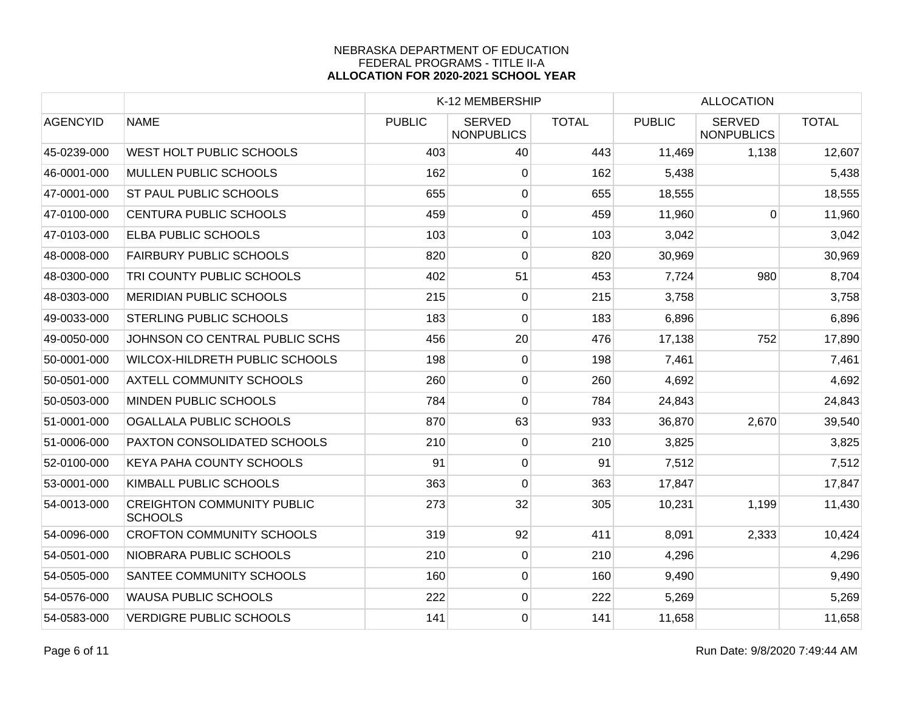NEBRASKA DEPARTMENT OF EDUCATION
FEDERAL PROGRAMS - TITLE II-A
**ALLOCATION FOR 2020-2021 SCHOOL YEAR**

| | | K-12 MEMBERSHIP | | | ALLOCATION | | |
|---|---|---|---|---|---|---|---|
| AGENCYID | NAME | PUBLIC | SERVED NONPUBLICS | TOTAL | PUBLIC | SERVED NONPUBLICS | TOTAL |
| 45-0239-000 | WEST HOLT PUBLIC SCHOOLS | 403 | 40 | 443 | 11,469 | 1,138 | 12,607 |
| 46-0001-000 | MULLEN PUBLIC SCHOOLS | 162 | 0 | 162 | 5,438 | | 5,438 |
| 47-0001-000 | ST PAUL PUBLIC SCHOOLS | 655 | 0 | 655 | 18,555 | | 18,555 |
| 47-0100-000 | CENTURA PUBLIC SCHOOLS | 459 | 0 | 459 | 11,960 | 0 | 11,960 |
| 47-0103-000 | ELBA PUBLIC SCHOOLS | 103 | 0 | 103 | 3,042 | | 3,042 |
| 48-0008-000 | FAIRBURY PUBLIC SCHOOLS | 820 | 0 | 820 | 30,969 | | 30,969 |
| 48-0300-000 | TRI COUNTY PUBLIC SCHOOLS | 402 | 51 | 453 | 7,724 | 980 | 8,704 |
| 48-0303-000 | MERIDIAN PUBLIC SCHOOLS | 215 | 0 | 215 | 3,758 | | 3,758 |
| 49-0033-000 | STERLING PUBLIC SCHOOLS | 183 | 0 | 183 | 6,896 | | 6,896 |
| 49-0050-000 | JOHNSON CO CENTRAL PUBLIC SCHS | 456 | 20 | 476 | 17,138 | 752 | 17,890 |
| 50-0001-000 | WILCOX-HILDRETH PUBLIC SCHOOLS | 198 | 0 | 198 | 7,461 | | 7,461 |
| 50-0501-000 | AXTELL COMMUNITY SCHOOLS | 260 | 0 | 260 | 4,692 | | 4,692 |
| 50-0503-000 | MINDEN PUBLIC SCHOOLS | 784 | 0 | 784 | 24,843 | | 24,843 |
| 51-0001-000 | OGALLALA PUBLIC SCHOOLS | 870 | 63 | 933 | 36,870 | 2,670 | 39,540 |
| 51-0006-000 | PAXTON CONSOLIDATED SCHOOLS | 210 | 0 | 210 | 3,825 | | 3,825 |
| 52-0100-000 | KEYA PAHA COUNTY SCHOOLS | 91 | 0 | 91 | 7,512 | | 7,512 |
| 53-0001-000 | KIMBALL PUBLIC SCHOOLS | 363 | 0 | 363 | 17,847 | | 17,847 |
| 54-0013-000 | CREIGHTON COMMUNITY PUBLIC SCHOOLS | 273 | 32 | 305 | 10,231 | 1,199 | 11,430 |
| 54-0096-000 | CROFTON COMMUNITY SCHOOLS | 319 | 92 | 411 | 8,091 | 2,333 | 10,424 |
| 54-0501-000 | NIOBRARA PUBLIC SCHOOLS | 210 | 0 | 210 | 4,296 | | 4,296 |
| 54-0505-000 | SANTEE COMMUNITY SCHOOLS | 160 | 0 | 160 | 9,490 | | 9,490 |
| 54-0576-000 | WAUSA PUBLIC SCHOOLS | 222 | 0 | 222 | 5,269 | | 5,269 |
| 54-0583-000 | VERDIGRE PUBLIC SCHOOLS | 141 | 0 | 141 | 11,658 | | 11,658 |

Run Date: 9/8/2020 7:49:44 AM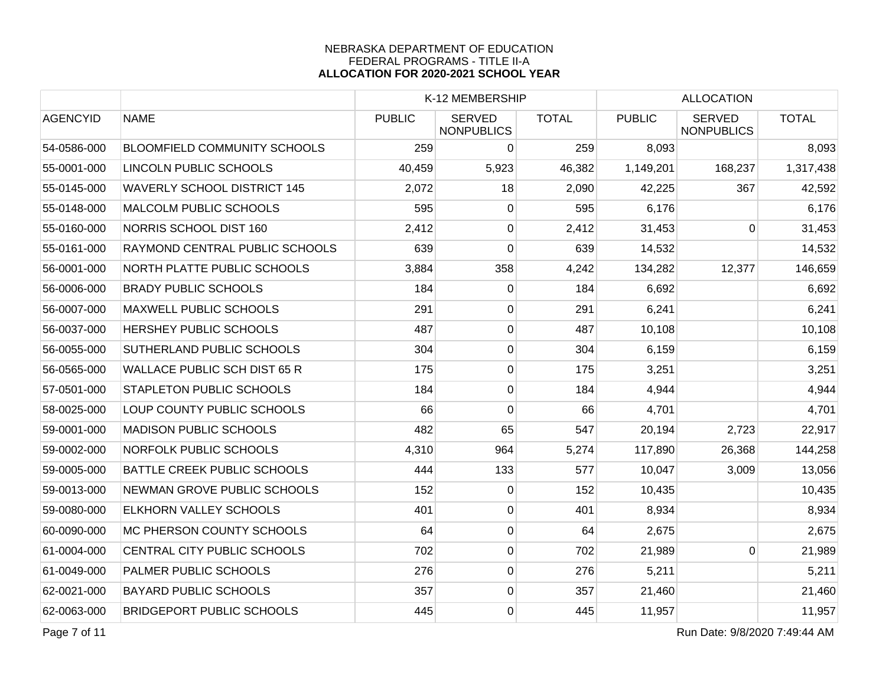NEBRASKA DEPARTMENT OF EDUCATION
FEDERAL PROGRAMS - TITLE II-A
**ALLOCATION FOR 2020-2021 SCHOOL YEAR**

| | | K-12 MEMBERSHIP | | | ALLOCATION | | |
|---|---|---|---|---|---|---|---|
| AGENCYID | NAME | PUBLIC | SERVED NONPUBLICS | TOTAL | PUBLIC | SERVED NONPUBLICS | TOTAL |
| 54-0586-000 | BLOOMFIELD COMMUNITY SCHOOLS | 259 | 0 | 259 | 8,093 | | 8,093 |
| 55-0001-000 | LINCOLN PUBLIC SCHOOLS | 40,459 | 5,923 | 46,382 | 1,149,201 | 168,237 | 1,317,438 |
| 55-0145-000 | WAVERLY SCHOOL DISTRICT 145 | 2,072 | 18 | 2,090 | 42,225 | 367 | 42,592 |
| 55-0148-000 | MALCOLM PUBLIC SCHOOLS | 595 | 0 | 595 | 6,176 | | 6,176 |
| 55-0160-000 | NORRIS SCHOOL DIST 160 | 2,412 | 0 | 2,412 | 31,453 | 0 | 31,453 |
| 55-0161-000 | RAYMOND CENTRAL PUBLIC SCHOOLS | 639 | 0 | 639 | 14,532 | | 14,532 |
| 56-0001-000 | NORTH PLATTE PUBLIC SCHOOLS | 3,884 | 358 | 4,242 | 134,282 | 12,377 | 146,659 |
| 56-0006-000 | BRADY PUBLIC SCHOOLS | 184 | 0 | 184 | 6,692 | | 6,692 |
| 56-0007-000 | MAXWELL PUBLIC SCHOOLS | 291 | 0 | 291 | 6,241 | | 6,241 |
| 56-0037-000 | HERSHEY PUBLIC SCHOOLS | 487 | 0 | 487 | 10,108 | | 10,108 |
| 56-0055-000 | SUTHERLAND PUBLIC SCHOOLS | 304 | 0 | 304 | 6,159 | | 6,159 |
| 56-0565-000 | WALLACE PUBLIC SCH DIST 65 R | 175 | 0 | 175 | 3,251 | | 3,251 |
| 57-0501-000 | STAPLETON PUBLIC SCHOOLS | 184 | 0 | 184 | 4,944 | | 4,944 |
| 58-0025-000 | LOUP COUNTY PUBLIC SCHOOLS | 66 | 0 | 66 | 4,701 | | 4,701 |
| 59-0001-000 | MADISON PUBLIC SCHOOLS | 482 | 65 | 547 | 20,194 | 2,723 | 22,917 |
| 59-0002-000 | NORFOLK PUBLIC SCHOOLS | 4,310 | 964 | 5,274 | 117,890 | 26,368 | 144,258 |
| 59-0005-000 | BATTLE CREEK PUBLIC SCHOOLS | 444 | 133 | 577 | 10,047 | 3,009 | 13,056 |
| 59-0013-000 | NEWMAN GROVE PUBLIC SCHOOLS | 152 | 0 | 152 | 10,435 | | 10,435 |
| 59-0080-000 | ELKHORN VALLEY SCHOOLS | 401 | 0 | 401 | 8,934 | | 8,934 |
| 60-0090-000 | MC PHERSON COUNTY SCHOOLS | 64 | 0 | 64 | 2,675 | | 2,675 |
| 61-0004-000 | CENTRAL CITY PUBLIC SCHOOLS | 702 | 0 | 702 | 21,989 | 0 | 21,989 |
| 61-0049-000 | PALMER PUBLIC SCHOOLS | 276 | 0 | 276 | 5,211 | | 5,211 |
| 62-0021-000 | BAYARD PUBLIC SCHOOLS | 357 | 0 | 357 | 21,460 | | 21,460 |
| 62-0063-000 | BRIDGEPORT PUBLIC SCHOOLS | 445 | 0 | 445 | 11,957 | | 11,957 |

Run Date: 9/8/2020 7:49:44 AM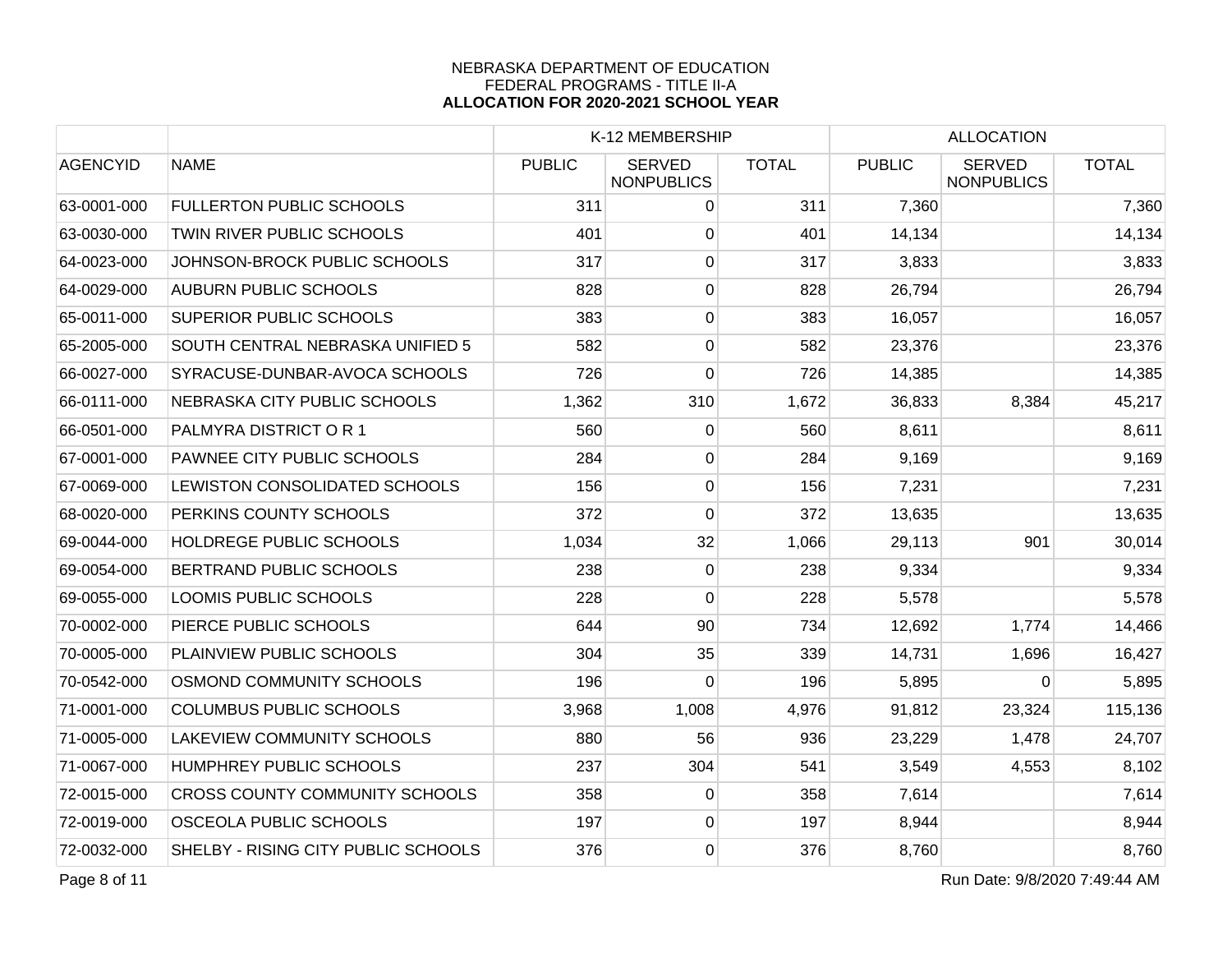NEBRASKA DEPARTMENT OF EDUCATION
FEDERAL PROGRAMS - TITLE II-A
**ALLOCATION FOR 2020-2021 SCHOOL YEAR**

| | | K-12 MEMBERSHIP | | | ALLOCATION | | |
|---|---|---|---|---|---|---|---|
| AGENCYID | NAME | PUBLIC | SERVED NONPUBLICS | TOTAL | PUBLIC | SERVED NONPUBLICS | TOTAL |
| 63-0001-000 | FULLERTON PUBLIC SCHOOLS | 311 | 0 | 311 | 7,360 | | 7,360 |
| 63-0030-000 | TWIN RIVER PUBLIC SCHOOLS | 401 | 0 | 401 | 14,134 | | 14,134 |
| 64-0023-000 | JOHNSON-BROCK PUBLIC SCHOOLS | 317 | 0 | 317 | 3,833 | | 3,833 |
| 64-0029-000 | AUBURN PUBLIC SCHOOLS | 828 | 0 | 828 | 26,794 | | 26,794 |
| 65-0011-000 | SUPERIOR PUBLIC SCHOOLS | 383 | 0 | 383 | 16,057 | | 16,057 |
| 65-2005-000 | SOUTH CENTRAL NEBRASKA UNIFIED 5 | 582 | 0 | 582 | 23,376 | | 23,376 |
| 66-0027-000 | SYRACUSE-DUNBAR-AVOCA SCHOOLS | 726 | 0 | 726 | 14,385 | | 14,385 |
| 66-0111-000 | NEBRASKA CITY PUBLIC SCHOOLS | 1,362 | 310 | 1,672 | 36,833 | 8,384 | 45,217 |
| 66-0501-000 | PALMYRA DISTRICT O R 1 | 560 | 0 | 560 | 8,611 | | 8,611 |
| 67-0001-000 | PAWNEE CITY PUBLIC SCHOOLS | 284 | 0 | 284 | 9,169 | | 9,169 |
| 67-0069-000 | LEWISTON CONSOLIDATED SCHOOLS | 156 | 0 | 156 | 7,231 | | 7,231 |
| 68-0020-000 | PERKINS COUNTY SCHOOLS | 372 | 0 | 372 | 13,635 | | 13,635 |
| 69-0044-000 | HOLDREGE PUBLIC SCHOOLS | 1,034 | 32 | 1,066 | 29,113 | 901 | 30,014 |
| 69-0054-000 | BERTRAND PUBLIC SCHOOLS | 238 | 0 | 238 | 9,334 | | 9,334 |
| 69-0055-000 | LOOMIS PUBLIC SCHOOLS | 228 | 0 | 228 | 5,578 | | 5,578 |
| 70-0002-000 | PIERCE PUBLIC SCHOOLS | 644 | 90 | 734 | 12,692 | 1,774 | 14,466 |
| 70-0005-000 | PLAINVIEW PUBLIC SCHOOLS | 304 | 35 | 339 | 14,731 | 1,696 | 16,427 |
| 70-0542-000 | OSMOND COMMUNITY SCHOOLS | 196 | 0 | 196 | 5,895 | 0 | 5,895 |
| 71-0001-000 | COLUMBUS PUBLIC SCHOOLS | 3,968 | 1,008 | 4,976 | 91,812 | 23,324 | 115,136 |
| 71-0005-000 | LAKEVIEW COMMUNITY SCHOOLS | 880 | 56 | 936 | 23,229 | 1,478 | 24,707 |
| 71-0067-000 | HUMPHREY PUBLIC SCHOOLS | 237 | 304 | 541 | 3,549 | 4,553 | 8,102 |
| 72-0015-000 | CROSS COUNTY COMMUNITY SCHOOLS | 358 | 0 | 358 | 7,614 | | 7,614 |
| 72-0019-000 | OSCEOLA PUBLIC SCHOOLS | 197 | 0 | 197 | 8,944 | | 8,944 |
| 72-0032-000 | SHELBY - RISING CITY PUBLIC SCHOOLS | 376 | 0 | 376 | 8,760 | | 8,760 |

Run Date: 9/8/2020 7:49:44 AM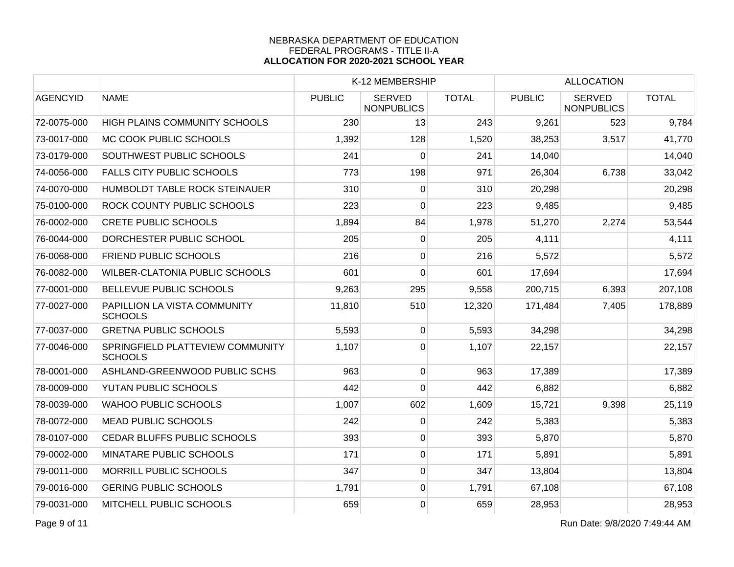NEBRASKA DEPARTMENT OF EDUCATION
FEDERAL PROGRAMS - TITLE II-A
**ALLOCATION FOR 2020-2021 SCHOOL YEAR**

| | | K-12 MEMBERSHIP | | | ALLOCATION | | |
|---|---|---|---|---|---|---|---|
| AGENCYID | NAME | PUBLIC | SERVED NONPUBLICS | TOTAL | PUBLIC | SERVED NONPUBLICS | TOTAL |
| 72-0075-000 | HIGH PLAINS COMMUNITY SCHOOLS | 230 | 13 | 243 | 9,261 | 523 | 9,784 |
| 73-0017-000 | MC COOK PUBLIC SCHOOLS | 1,392 | 128 | 1,520 | 38,253 | 3,517 | 41,770 |
| 73-0179-000 | SOUTHWEST PUBLIC SCHOOLS | 241 | 0 | 241 | 14,040 | | 14,040 |
| 74-0056-000 | FALLS CITY PUBLIC SCHOOLS | 773 | 198 | 971 | 26,304 | 6,738 | 33,042 |
| 74-0070-000 | HUMBOLDT TABLE ROCK STEINAUER | 310 | 0 | 310 | 20,298 | | 20,298 |
| 75-0100-000 | ROCK COUNTY PUBLIC SCHOOLS | 223 | 0 | 223 | 9,485 | | 9,485 |
| 76-0002-000 | CRETE PUBLIC SCHOOLS | 1,894 | 84 | 1,978 | 51,270 | 2,274 | 53,544 |
| 76-0044-000 | DORCHESTER PUBLIC SCHOOL | 205 | 0 | 205 | 4,111 | | 4,111 |
| 76-0068-000 | FRIEND PUBLIC SCHOOLS | 216 | 0 | 216 | 5,572 | | 5,572 |
| 76-0082-000 | WILBER-CLATONIA PUBLIC SCHOOLS | 601 | 0 | 601 | 17,694 | | 17,694 |
| 77-0001-000 | BELLEVUE PUBLIC SCHOOLS | 9,263 | 295 | 9,558 | 200,715 | 6,393 | 207,108 |
| 77-0027-000 | PAPILLION LA VISTA COMMUNITY SCHOOLS | 11,810 | 510 | 12,320 | 171,484 | 7,405 | 178,889 |
| 77-0037-000 | GRETNA PUBLIC SCHOOLS | 5,593 | 0 | 5,593 | 34,298 | | 34,298 |
| 77-0046-000 | SPRINGFIELD PLATTEVIEW COMMUNITY SCHOOLS | 1,107 | 0 | 1,107 | 22,157 | | 22,157 |
| 78-0001-000 | ASHLAND-GREENWOOD PUBLIC SCHS | 963 | 0 | 963 | 17,389 | | 17,389 |
| 78-0009-000 | YUTAN PUBLIC SCHOOLS | 442 | 0 | 442 | 6,882 | | 6,882 |
| 78-0039-000 | WAHOO PUBLIC SCHOOLS | 1,007 | 602 | 1,609 | 15,721 | 9,398 | 25,119 |
| 78-0072-000 | MEAD PUBLIC SCHOOLS | 242 | 0 | 242 | 5,383 | | 5,383 |
| 78-0107-000 | CEDAR BLUFFS PUBLIC SCHOOLS | 393 | 0 | 393 | 5,870 | | 5,870 |
| 79-0002-000 | MINATARE PUBLIC SCHOOLS | 171 | 0 | 171 | 5,891 | | 5,891 |
| 79-0011-000 | MORRILL PUBLIC SCHOOLS | 347 | 0 | 347 | 13,804 | | 13,804 |
| 79-0016-000 | GERING PUBLIC SCHOOLS | 1,791 | 0 | 1,791 | 67,108 | | 67,108 |
| 79-0031-000 | MITCHELL PUBLIC SCHOOLS | 659 | 0 | 659 | 28,953 | | 28,953 |

Run Date: 9/8/2020 7:49:44 AM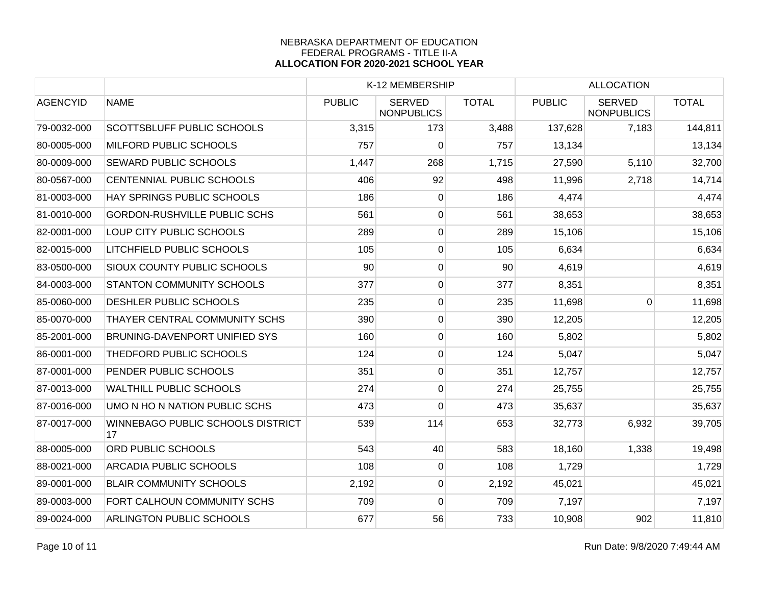NEBRASKA DEPARTMENT OF EDUCATION
FEDERAL PROGRAMS - TITLE II-A
**ALLOCATION FOR 2020-2021 SCHOOL YEAR**

| | | K-12 MEMBERSHIP | | | ALLOCATION | | |
|---|---|---|---|---|---|---|---|
| AGENCYID | NAME | PUBLIC | SERVED NONPUBLICS | TOTAL | PUBLIC | SERVED NONPUBLICS | TOTAL |
| 79-0032-000 | SCOTTSBLUFF PUBLIC SCHOOLS | 3,315 | 173 | 3,488 | 137,628 | 7,183 | 144,811 |
| 80-0005-000 | MILFORD PUBLIC SCHOOLS | 757 | 0 | 757 | 13,134 | | 13,134 |
| 80-0009-000 | SEWARD PUBLIC SCHOOLS | 1,447 | 268 | 1,715 | 27,590 | 5,110 | 32,700 |
| 80-0567-000 | CENTENNIAL PUBLIC SCHOOLS | 406 | 92 | 498 | 11,996 | 2,718 | 14,714 |
| 81-0003-000 | HAY SPRINGS PUBLIC SCHOOLS | 186 | 0 | 186 | 4,474 | | 4,474 |
| 81-0010-000 | GORDON-RUSHVILLE PUBLIC SCHS | 561 | 0 | 561 | 38,653 | | 38,653 |
| 82-0001-000 | LOUP CITY PUBLIC SCHOOLS | 289 | 0 | 289 | 15,106 | | 15,106 |
| 82-0015-000 | LITCHFIELD PUBLIC SCHOOLS | 105 | 0 | 105 | 6,634 | | 6,634 |
| 83-0500-000 | SIOUX COUNTY PUBLIC SCHOOLS | 90 | 0 | 90 | 4,619 | | 4,619 |
| 84-0003-000 | STANTON COMMUNITY SCHOOLS | 377 | 0 | 377 | 8,351 | | 8,351 |
| 85-0060-000 | DESHLER PUBLIC SCHOOLS | 235 | 0 | 235 | 11,698 | 0 | 11,698 |
| 85-0070-000 | THAYER CENTRAL COMMUNITY SCHS | 390 | 0 | 390 | 12,205 | | 12,205 |
| 85-2001-000 | BRUNING-DAVENPORT UNIFIED SYS | 160 | 0 | 160 | 5,802 | | 5,802 |
| 86-0001-000 | THEDFORD PUBLIC SCHOOLS | 124 | 0 | 124 | 5,047 | | 5,047 |
| 87-0001-000 | PENDER PUBLIC SCHOOLS | 351 | 0 | 351 | 12,757 | | 12,757 |
| 87-0013-000 | WALTHILL PUBLIC SCHOOLS | 274 | 0 | 274 | 25,755 | | 25,755 |
| 87-0016-000 | UMO N HO N NATION PUBLIC SCHS | 473 | 0 | 473 | 35,637 | | 35,637 |
| 87-0017-000 | WINNEBAGO PUBLIC SCHOOLS DISTRICT 17 | 539 | 114 | 653 | 32,773 | 6,932 | 39,705 |
| 88-0005-000 | ORD PUBLIC SCHOOLS | 543 | 40 | 583 | 18,160 | 1,338 | 19,498 |
| 88-0021-000 | ARCADIA PUBLIC SCHOOLS | 108 | 0 | 108 | 1,729 | | 1,729 |
| 89-0001-000 | BLAIR COMMUNITY SCHOOLS | 2,192 | 0 | 2,192 | 45,021 | | 45,021 |
| 89-0003-000 | FORT CALHOUN COMMUNITY SCHS | 709 | 0 | 709 | 7,197 | | 7,197 |
| 89-0024-000 | ARLINGTON PUBLIC SCHOOLS | 677 | 56 | 733 | 10,908 | 902 | 11,810 |

Run Date: 9/8/2020 7:49:44 AM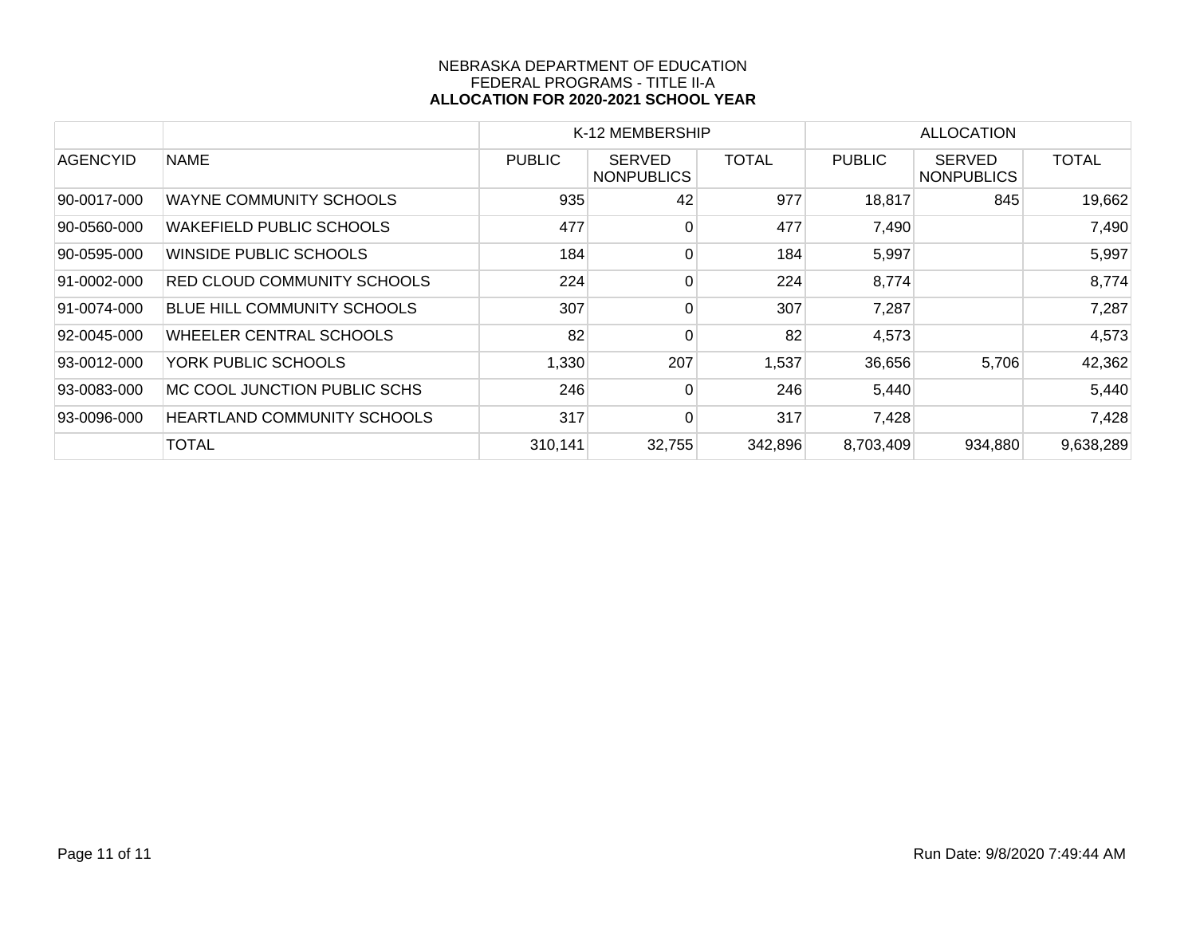NEBRASKA DEPARTMENT OF EDUCATION
FEDERAL PROGRAMS - TITLE II-A
**ALLOCATION FOR 2020-2021 SCHOOL YEAR**

| | | K-12 MEMBERSHIP | | | ALLOCATION | | |
|---|---|---|---|---|---|---|---|
| AGENCYID | NAME | PUBLIC | SERVED NONPUBLICS | TOTAL | PUBLIC | SERVED NONPUBLICS | TOTAL |
| 90-0017-000 | WAYNE COMMUNITY SCHOOLS | 935 | 42 | 977 | 18,817 | 845 | 19,662 |
| 90-0560-000 | WAKEFIELD PUBLIC SCHOOLS | 477 | 0 | 477 | 7,490 | | 7,490 |
| 90-0595-000 | WINSIDE PUBLIC SCHOOLS | 184 | 0 | 184 | 5,997 | | 5,997 |
| 91-0002-000 | RED CLOUD COMMUNITY SCHOOLS | 224 | 0 | 224 | 8,774 | | 8,774 |
| 91-0074-000 | BLUE HILL COMMUNITY SCHOOLS | 307 | 0 | 307 | 7,287 | | 7,287 |
| 92-0045-000 | WHEELER CENTRAL SCHOOLS | 82 | 0 | 82 | 4,573 | | 4,573 |
| 93-0012-000 | YORK PUBLIC SCHOOLS | 1,330 | 207 | 1,537 | 36,656 | 5,706 | 42,362 |
| 93-0083-000 | MC COOL JUNCTION PUBLIC SCHS | 246 | 0 | 246 | 5,440 | | 5,440 |
| 93-0096-000 | HEARTLAND COMMUNITY SCHOOLS | 317 | 0 | 317 | 7,428 | | 7,428 |
| | TOTAL | 310,141 | 32,755 | 342,896 | 8,703,409 | 934,880 | 9,638,289 |

Run Date: 9/8/2020 7:49:44 AM